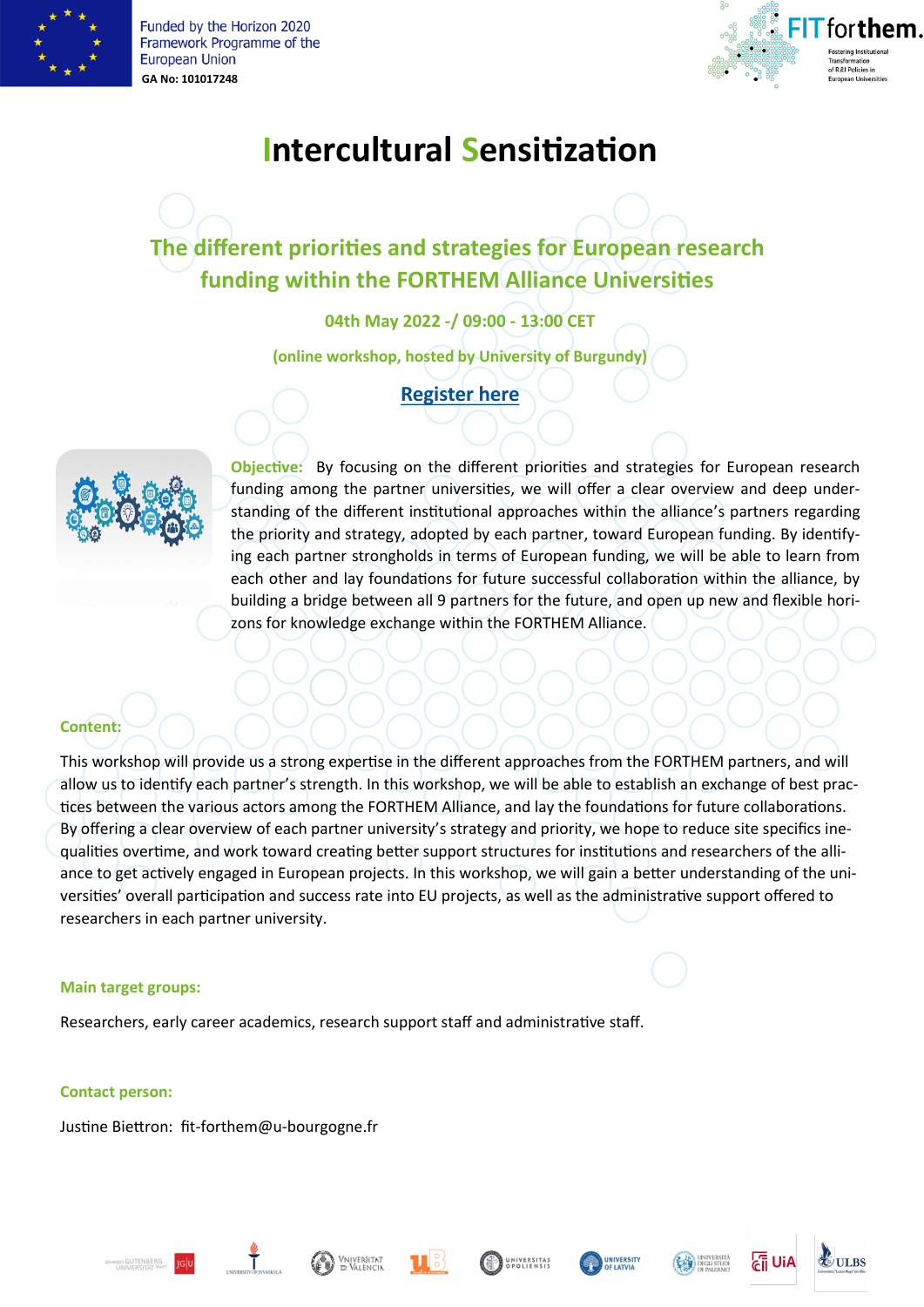Funded by the Horizon 2020 Framework Programme of the European Union

**GA No: 101017248**

# Intercultural Sensitization

## The different priorities and strategies for European research funding within the FORTHEM Alliance Universities

**04th May 2022 -/ 09:00 - 13:00 CET**

**(online workshop, hosted by University of Burgundy)**

**Register here**

**Objective:** By focusing on the different priorities and strategies for European research funding among the partner universities, we will offer a clear overview and deep understanding of the different institutional approaches within the alliance's partners regarding the priority and strategy, adopted by each partner, toward European funding. By identifying each partner strongholds in terms of European funding, we will be able to learn from each other and lay foundations for future successful collaboration within the alliance, by building a bridge between all 9 partners for the future, and open up new and flexible horizons for knowledge exchange within the FORTHEM Alliance.

**Content:**

This workshop will provide us a strong expertise in the different approaches from the FORTHEM partners, and will allow us to identify each partner's strength. In this workshop, we will be able to establish an exchange of best practices between the various actors among the FORTHEM Alliance, and lay the foundations for future collaborations. By offering a clear overview of each partner university's strategy and priority, we hope to reduce site specifics inequalities overtime, and work toward creating better support structures for institutions and researchers of the alliance to get actively engaged in European projects. In this workshop, we will gain a better understanding of the universities' overall participation and success rate into EU projects, as well as the administrative support offered to researchers in each partner university.

**Main target groups:**

Researchers, early career academics, research support staff and administrative staff.

**Contact person:**

Justine Biettron: fit-forthem@u-bourgogne.fr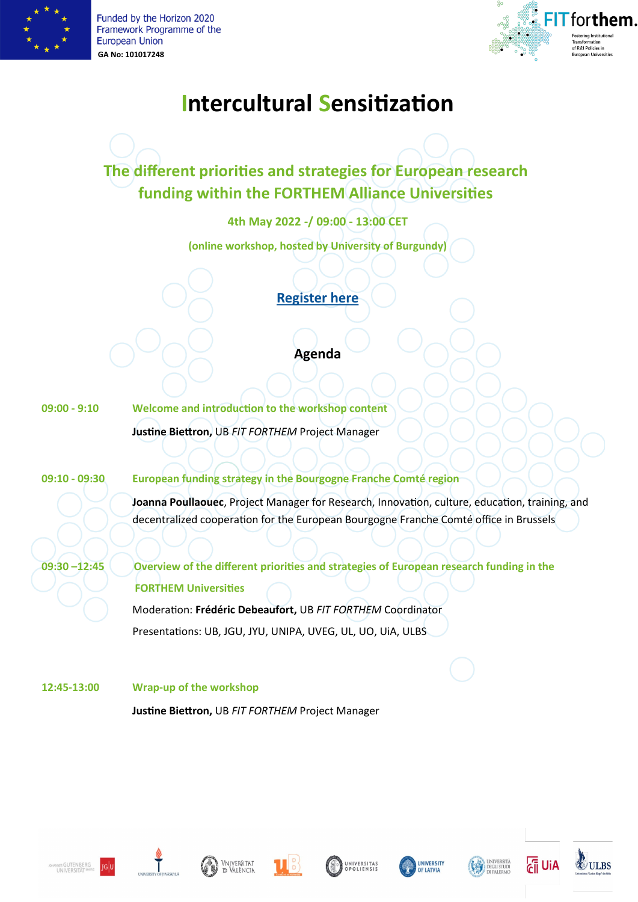Funded by the Horizon 2020 Framework Programme of the European Union
GA No: 101017248

FIT forthem.
Fostering Institutional Transformation of R&I Policies in European Universities

# Intercultural Sensitization

## The different priorities and strategies for European research funding within the FORTHEM Alliance Universities

**4th May 2022 -/ 09:00 - 13:00 CET**

**(online workshop, hosted by University of Burgundy)**

**Register here**

### Agenda

**09:00 - 9:10** **Welcome and introduction to the workshop content**

**Justine Biettron,** UB *FIT FORTHEM* Project Manager

**09:10 - 09:30** **European funding strategy in the Bourgogne Franche Comté region**

**Joanna Poullaouec**, Project Manager for Research, Innovation, culture, education, training, and decentralized cooperation for the European Bourgogne Franche Comté office in Brussels

**09:30 –12:45** **Overview of the different priorities and strategies of European research funding in the FORTHEM Universities**

Moderation: **Frédéric Debeaufort,** UB *FIT FORTHEM* Coordinator

Presentations: UB, JGU, JYU, UNIPA, UVEG, UL, UO, UiA, ULBS

**12:45-13:00** **Wrap-up of the workshop**

**Justine Biettron,** UB *FIT FORTHEM* Project Manager